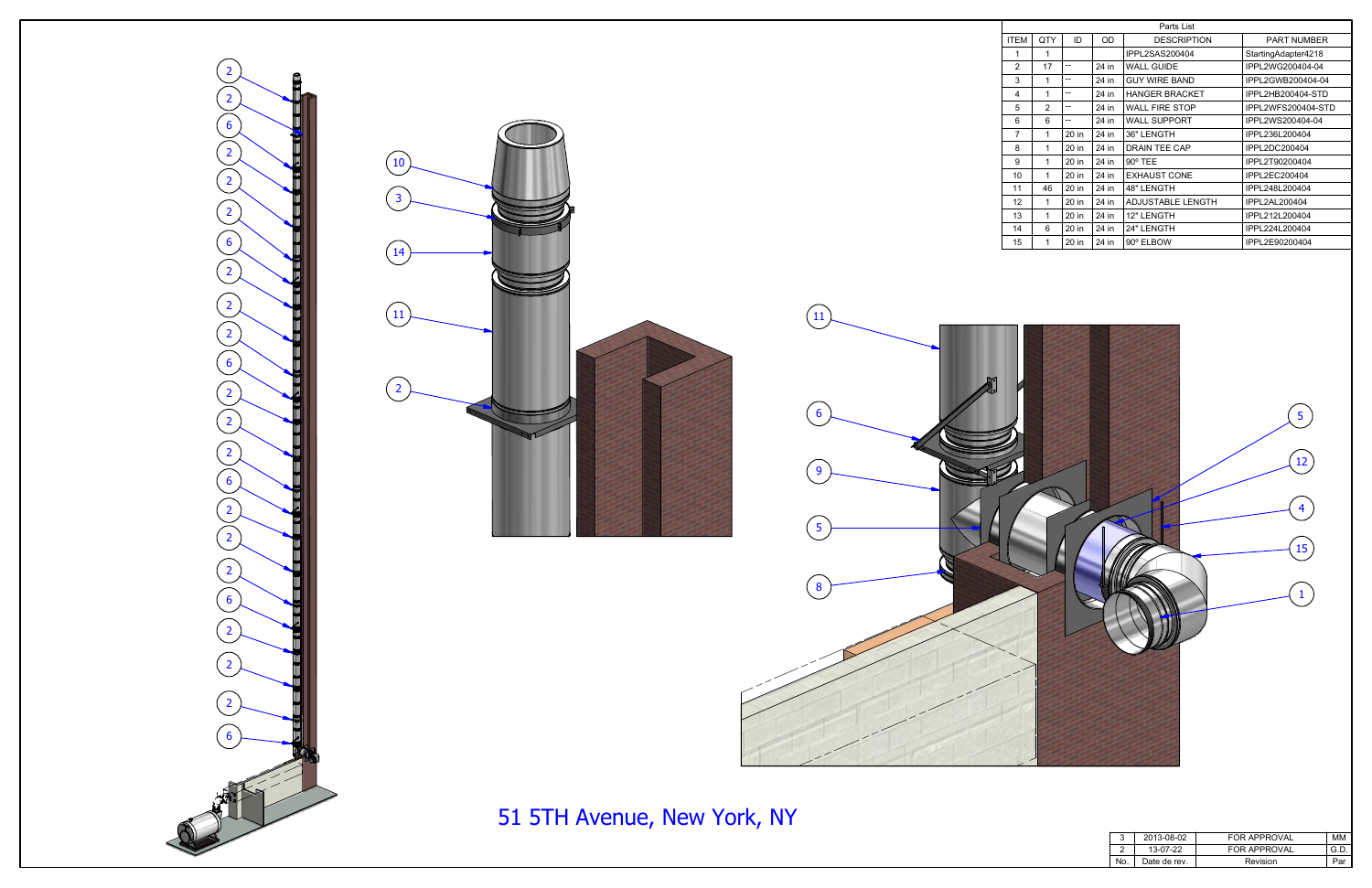| Parts List | | | | | |
|---|---|---|---|---|---|
| ITEM | QTY | ID | OD | DESCRIPTION | PART NUMBER |
| 1 | 1 | | | IPPL2SAS200404 | StartingAdapter4218 |
| 2 | 17 | -- | 24 in | WALL GUIDE | IPPL2WG200404-04 |
| 3 | 1 | -- | 24 in | GUY WIRE BAND | IPPL2GWB200404-04 |
| 4 | 1 | -- | 24 in | HANGER BRACKET | IPPL2HB200404-STD |
| 5 | 2 | -- | 24 in | WALL FIRE STOP | IPPL2WFS200404-STD |
| 6 | 6 | -- | 24 in | WALL SUPPORT | IPPL2WS200404-04 |
| 7 | 1 | 20 in | 24 in | 36" LENGTH | IPPL236L200404 |
| 8 | 1 | 20 in | 24 in | DRAIN TEE CAP | IPPL2DC200404 |
| 9 | 1 | 20 in | 24 in | 90º TEE | IPPL2T90200404 |
| 10 | 1 | 20 in | 24 in | EXHAUST CONE | IPPL2EC200404 |
| 11 | 46 | 20 in | 24 in | 48" LENGTH | IPPL248L200404 |
| 12 | 1 | 20 in | 24 in | ADJUSTABLE LENGTH | IPPL2AL200404 |
| 13 | 1 | 20 in | 24 in | 12" LENGTH | IPPL212L200404 |
| 14 | 6 | 20 in | 24 in | 24" LENGTH | IPPL224L200404 |
| 15 | 1 | 20 in | 24 in | 90º ELBOW | IPPL2E90200404 |

2, 2, 6, 2, 2, 2, 6, 2, 2, 2, 6, 2, 2, 2, 6, 2, 2, 2, 6, 2, 2, 2, 6

10, 3, 14, 11, 2

11, 6, 9, 5, 8

5, 12, 4, 15, 1

# 51 5TH Avenue, New York, NY

| No. | Date de rev. | Revision | Par |
|---|---|---|---|
| 3 | 2013-08-02 | FOR APPROVAL | MM |
| 2 | 13-07-22 | FOR APPROVAL | G.D. |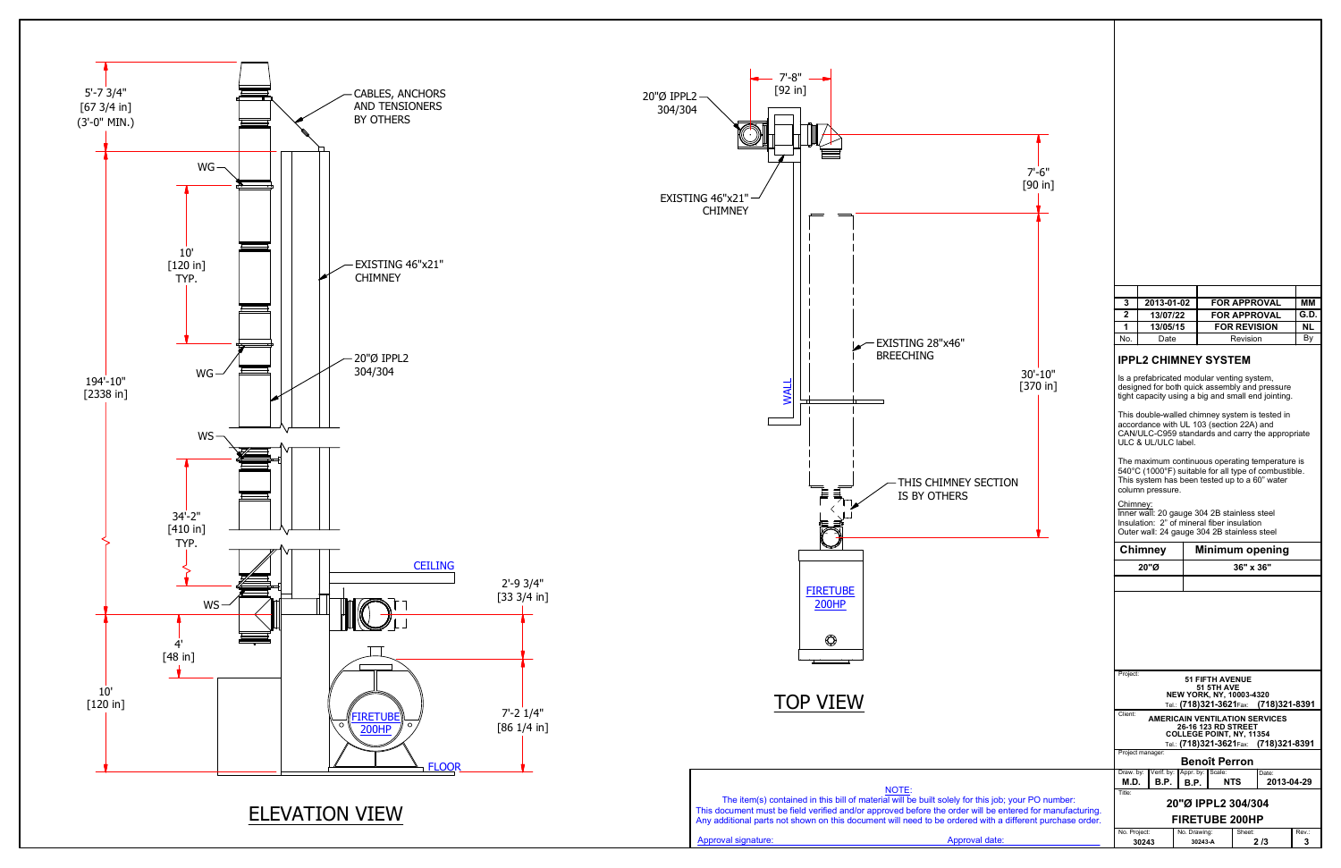## ELEVATION VIEW

5'-7 3/4"
[67 3/4 in]
(3'-0" MIN.)

CABLES, ANCHORS AND TENSIONERS BY OTHERS

WG

10'
[120 in]
TYP.

EXISTING 46"x21" CHIMNEY

WG

20"Ø IPPL2 304/304

194'-10"
[2338 in]

WS

34'-2"
[410 in]
TYP.

CEILING

WS

2'-9 3/4"
[33 3/4 in]

4'
[48 in]

10'
[120 in]

FIRETUBE 200HP

7'-2 1/4"
[86 1/4 in]

FLOOR

## TOP VIEW

7'-8"
[92 in]

20"Ø IPPL2 304/304

7'-6"
[90 in]

EXISTING 46"x21" CHIMNEY

EXISTING 28"x46" BREECHING

WALL

30'-10"
[370 in]

THIS CHIMNEY SECTION IS BY OTHERS

FIRETUBE 200HP

NOTE:
The item(s) contained in this bill of material will be built solely for this job; your PO number:
This document must be field verified and/or approved before the order will be entered for manufacturing.
Any additional parts not shown on this document will need to be ordered with a different purchase order.

Approval signature: Approval date:

| No. | Date | Revision | By |
|---|---|---|---|
| 3 | 2013-01-02 | FOR APPROVAL | MM |
| 2 | 13/07/22 | FOR APPROVAL | G.D. |
| 1 | 13/05/15 | FOR REVISION | NL |

### IPPL2 CHIMNEY SYSTEM

Is a prefabricated modular venting system, designed for both quick assembly and pressure tight capacity using a big and small end jointing.

This double-walled chimney system is tested in accordance with UL 103 (section 22A) and CAN/ULC-C959 standards and carry the appropriate ULC & UL/ULC label.

The maximum continuous operating temperature is 540°C (1000°F) suitable for all type of combustible. This system has been tested up to a 60" water column pressure.

Chimney:
Inner wall: 20 gauge 304 2B stainless steel
Insulation: 2" of mineral fiber insulation
Outer wall: 24 gauge 304 2B stainless steel

| Chimney | Minimum opening |
|---|---|
| 20"Ø | 36" x 36" |

Project:
51 FIFTH AVENUE
51 5TH AVE
NEW YORK, NY, 10003-4320
Tel.: (718)321-3621 Fax: (718)321-8391

Client:
AMERICAIN VENTILATION SERVICES
26-16 123 RD STREET
COLLEGE POINT, NY, 11354
Tel.: (718)321-3621 Fax: (718)321-8391

Project manager:
Benoît Perron

| Draw. by: | Verif. by: | Appr. by: | Scale: | Date: |
|---|---|---|---|---|
| M.D. | B.P. | B.P. | NTS | 2013-04-29 |

Title:
20"Ø IPPL2 304/304
FIRETUBE 200HP

| No. Project: | No. Drawing: | Sheet: | Rev.: |
|---|---|---|---|
| 30243 | 30243-A | 2 /3 | 3 |